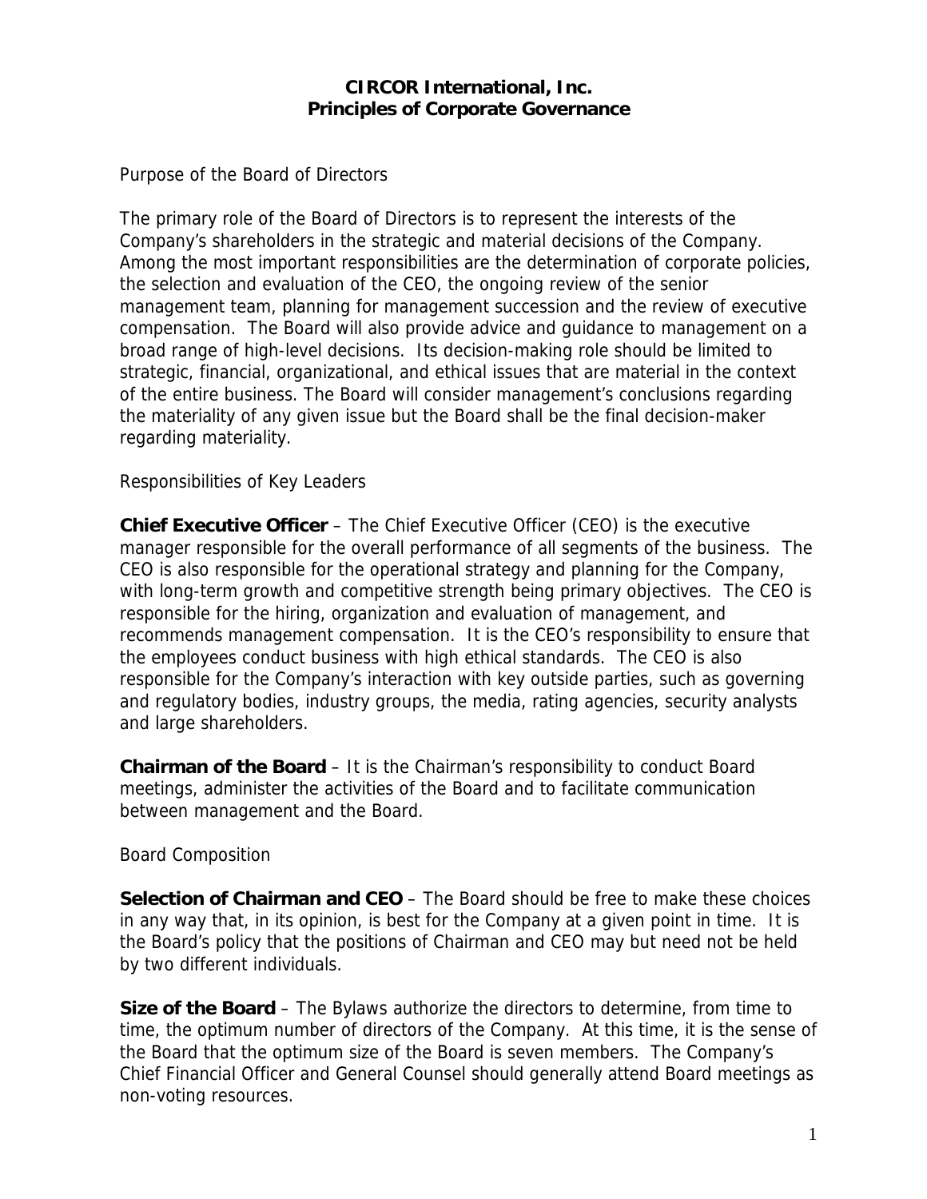# CIRCOR International, Inc.
# Principles of Corporate Governance

## Purpose of the Board of Directors

The primary role of the Board of Directors is to represent the interests of the Company's shareholders in the strategic and material decisions of the Company. Among the most important responsibilities are the determination of corporate policies, the selection and evaluation of the CEO, the ongoing review of the senior management team, planning for management succession and the review of executive compensation. The Board will also provide advice and guidance to management on a broad range of high-level decisions. Its decision-making role should be limited to strategic, financial, organizational, and ethical issues that are material in the context of the entire business. The Board will consider management's conclusions regarding the materiality of any given issue but the Board shall be the final decision-maker regarding materiality.

## Responsibilities of Key Leaders

**Chief Executive Officer** – The Chief Executive Officer (CEO) is the executive manager responsible for the overall performance of all segments of the business. The CEO is also responsible for the operational strategy and planning for the Company, with long-term growth and competitive strength being primary objectives. The CEO is responsible for the hiring, organization and evaluation of management, and recommends management compensation. It is the CEO's responsibility to ensure that the employees conduct business with high ethical standards. The CEO is also responsible for the Company's interaction with key outside parties, such as governing and regulatory bodies, industry groups, the media, rating agencies, security analysts and large shareholders.

**Chairman of the Board** – It is the Chairman's responsibility to conduct Board meetings, administer the activities of the Board and to facilitate communication between management and the Board.

## Board Composition

**Selection of Chairman and CEO** – The Board should be free to make these choices in any way that, in its opinion, is best for the Company at a given point in time. It is the Board's policy that the positions of Chairman and CEO may but need not be held by two different individuals.

**Size of the Board** – The Bylaws authorize the directors to determine, from time to time, the optimum number of directors of the Company. At this time, it is the sense of the Board that the optimum size of the Board is seven members. The Company's Chief Financial Officer and General Counsel should generally attend Board meetings as non-voting resources.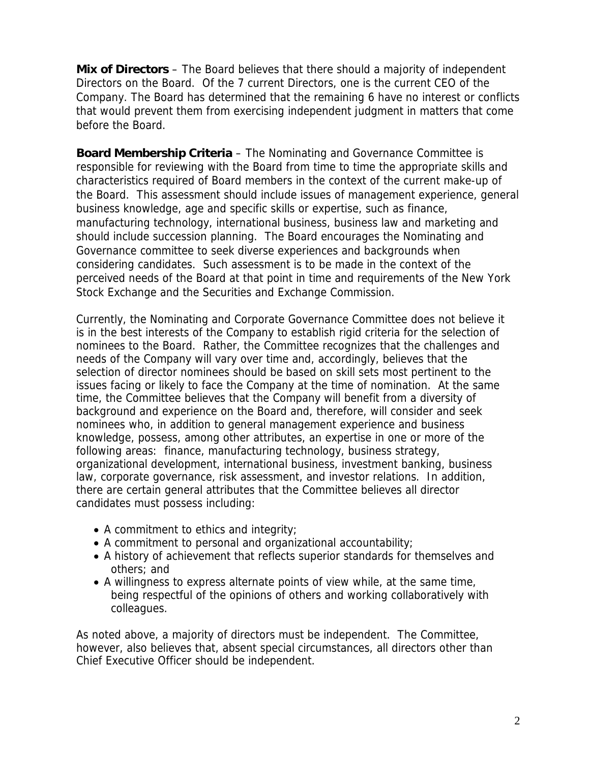**Mix of Directors** – The Board believes that there should a majority of independent Directors on the Board. Of the 7 current Directors, one is the current CEO of the Company. The Board has determined that the remaining 6 have no interest or conflicts that would prevent them from exercising independent judgment in matters that come before the Board.

**Board Membership Criteria** – The Nominating and Governance Committee is responsible for reviewing with the Board from time to time the appropriate skills and characteristics required of Board members in the context of the current make-up of the Board. This assessment should include issues of management experience, general business knowledge, age and specific skills or expertise, such as finance, manufacturing technology, international business, business law and marketing and should include succession planning. The Board encourages the Nominating and Governance committee to seek diverse experiences and backgrounds when considering candidates. Such assessment is to be made in the context of the perceived needs of the Board at that point in time and requirements of the New York Stock Exchange and the Securities and Exchange Commission.

Currently, the Nominating and Corporate Governance Committee does not believe it is in the best interests of the Company to establish rigid criteria for the selection of nominees to the Board. Rather, the Committee recognizes that the challenges and needs of the Company will vary over time and, accordingly, believes that the selection of director nominees should be based on skill sets most pertinent to the issues facing or likely to face the Company at the time of nomination. At the same time, the Committee believes that the Company will benefit from a diversity of background and experience on the Board and, therefore, will consider and seek nominees who, in addition to general management experience and business knowledge, possess, among other attributes, an expertise in one or more of the following areas: finance, manufacturing technology, business strategy, organizational development, international business, investment banking, business law, corporate governance, risk assessment, and investor relations. In addition, there are certain general attributes that the Committee believes all director candidates must possess including:

- A commitment to ethics and integrity;
- A commitment to personal and organizational accountability;
- A history of achievement that reflects superior standards for themselves and others; and
- A willingness to express alternate points of view while, at the same time, being respectful of the opinions of others and working collaboratively with colleagues.

As noted above, a majority of directors must be independent. The Committee, however, also believes that, absent special circumstances, all directors other than Chief Executive Officer should be independent.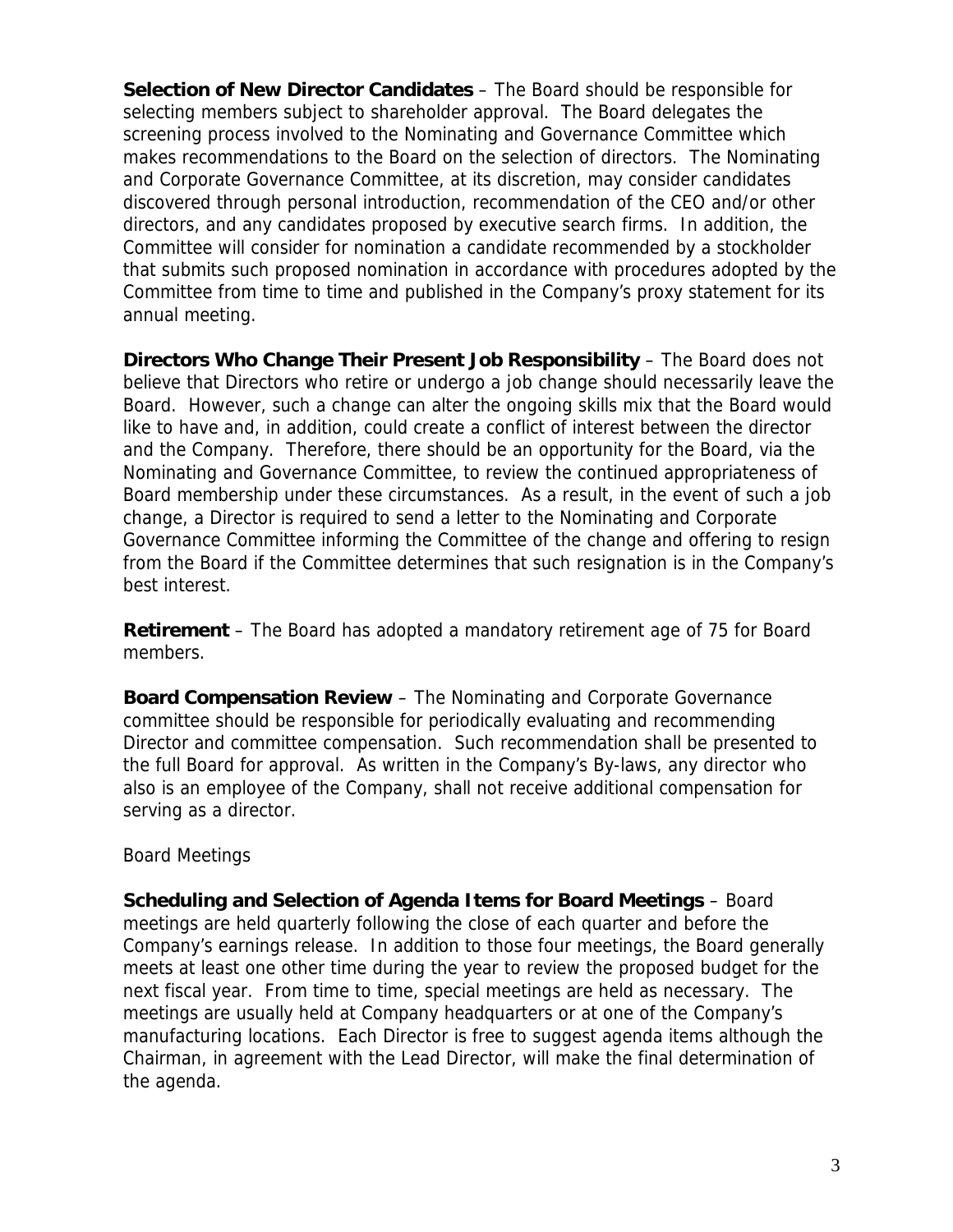**Selection of New Director Candidates** – The Board should be responsible for selecting members subject to shareholder approval. The Board delegates the screening process involved to the Nominating and Governance Committee which makes recommendations to the Board on the selection of directors. The Nominating and Corporate Governance Committee, at its discretion, may consider candidates discovered through personal introduction, recommendation of the CEO and/or other directors, and any candidates proposed by executive search firms. In addition, the Committee will consider for nomination a candidate recommended by a stockholder that submits such proposed nomination in accordance with procedures adopted by the Committee from time to time and published in the Company's proxy statement for its annual meeting.

**Directors Who Change Their Present Job Responsibility** – The Board does not believe that Directors who retire or undergo a job change should necessarily leave the Board. However, such a change can alter the ongoing skills mix that the Board would like to have and, in addition, could create a conflict of interest between the director and the Company. Therefore, there should be an opportunity for the Board, via the Nominating and Governance Committee, to review the continued appropriateness of Board membership under these circumstances. As a result, in the event of such a job change, a Director is required to send a letter to the Nominating and Corporate Governance Committee informing the Committee of the change and offering to resign from the Board if the Committee determines that such resignation is in the Company's best interest.

**Retirement** – The Board has adopted a mandatory retirement age of 75 for Board members.

**Board Compensation Review** – The Nominating and Corporate Governance committee should be responsible for periodically evaluating and recommending Director and committee compensation. Such recommendation shall be presented to the full Board for approval. As written in the Company's By-laws, any director who also is an employee of the Company, shall not receive additional compensation for serving as a director.

## Board Meetings

**Scheduling and Selection of Agenda Items for Board Meetings** – Board meetings are held quarterly following the close of each quarter and before the Company's earnings release. In addition to those four meetings, the Board generally meets at least one other time during the year to review the proposed budget for the next fiscal year. From time to time, special meetings are held as necessary. The meetings are usually held at Company headquarters or at one of the Company's manufacturing locations. Each Director is free to suggest agenda items although the Chairman, in agreement with the Lead Director, will make the final determination of the agenda.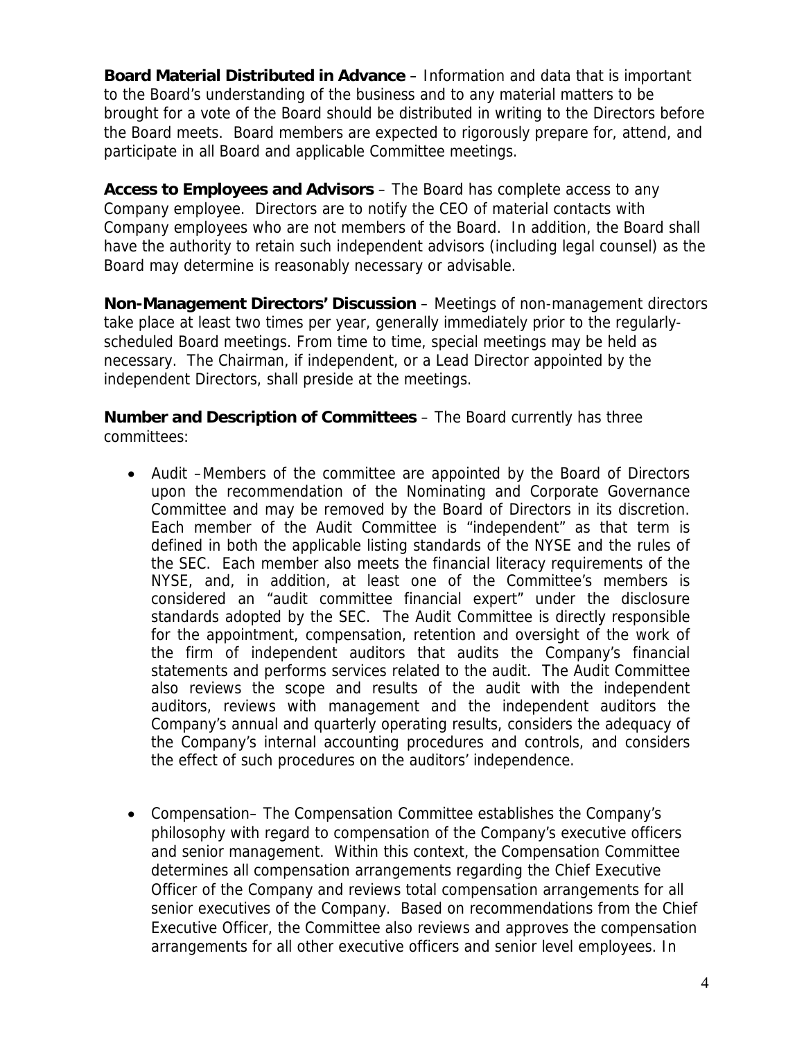**Board Material Distributed in Advance** – Information and data that is important to the Board's understanding of the business and to any material matters to be brought for a vote of the Board should be distributed in writing to the Directors before the Board meets. Board members are expected to rigorously prepare for, attend, and participate in all Board and applicable Committee meetings.

**Access to Employees and Advisors** – The Board has complete access to any Company employee. Directors are to notify the CEO of material contacts with Company employees who are not members of the Board. In addition, the Board shall have the authority to retain such independent advisors (including legal counsel) as the Board may determine is reasonably necessary or advisable.

**Non-Management Directors' Discussion** – Meetings of non-management directors take place at least two times per year, generally immediately prior to the regularly-scheduled Board meetings. From time to time, special meetings may be held as necessary. The Chairman, if independent, or a Lead Director appointed by the independent Directors, shall preside at the meetings.

**Number and Description of Committees** – The Board currently has three committees:

- Audit –Members of the committee are appointed by the Board of Directors upon the recommendation of the Nominating and Corporate Governance Committee and may be removed by the Board of Directors in its discretion. Each member of the Audit Committee is "independent" as that term is defined in both the applicable listing standards of the NYSE and the rules of the SEC. Each member also meets the financial literacy requirements of the NYSE, and, in addition, at least one of the Committee's members is considered an "audit committee financial expert" under the disclosure standards adopted by the SEC. The Audit Committee is directly responsible for the appointment, compensation, retention and oversight of the work of the firm of independent auditors that audits the Company's financial statements and performs services related to the audit. The Audit Committee also reviews the scope and results of the audit with the independent auditors, reviews with management and the independent auditors the Company's annual and quarterly operating results, considers the adequacy of the Company's internal accounting procedures and controls, and considers the effect of such procedures on the auditors' independence.

- Compensation– The Compensation Committee establishes the Company's philosophy with regard to compensation of the Company's executive officers and senior management. Within this context, the Compensation Committee determines all compensation arrangements regarding the Chief Executive Officer of the Company and reviews total compensation arrangements for all senior executives of the Company. Based on recommendations from the Chief Executive Officer, the Committee also reviews and approves the compensation arrangements for all other executive officers and senior level employees. In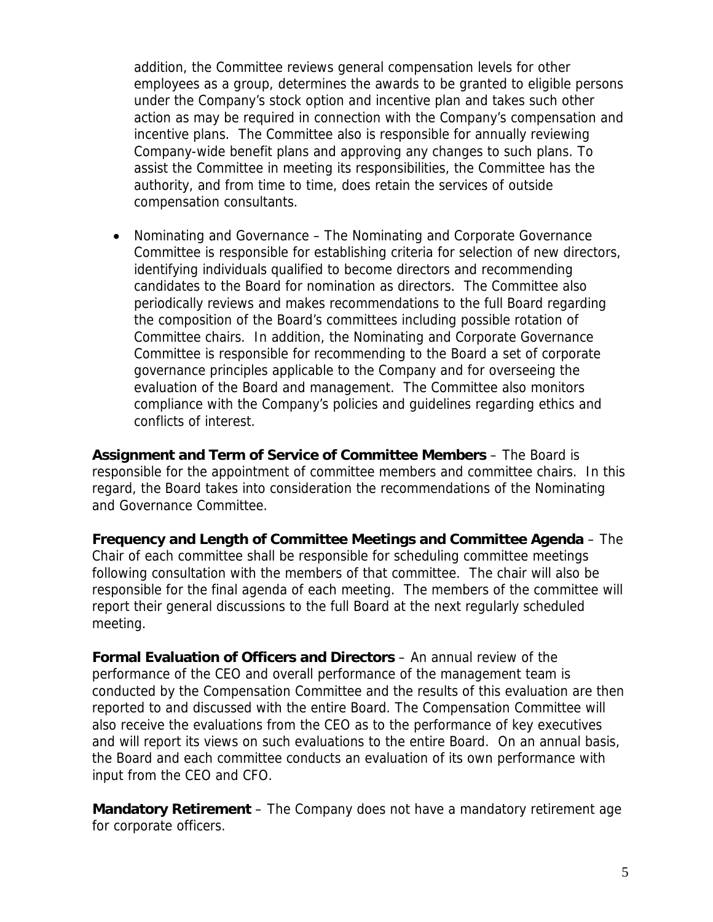addition, the Committee reviews general compensation levels for other employees as a group, determines the awards to be granted to eligible persons under the Company's stock option and incentive plan and takes such other action as may be required in connection with the Company's compensation and incentive plans. The Committee also is responsible for annually reviewing Company-wide benefit plans and approving any changes to such plans. To assist the Committee in meeting its responsibilities, the Committee has the authority, and from time to time, does retain the services of outside compensation consultants.

- Nominating and Governance – The Nominating and Corporate Governance Committee is responsible for establishing criteria for selection of new directors, identifying individuals qualified to become directors and recommending candidates to the Board for nomination as directors. The Committee also periodically reviews and makes recommendations to the full Board regarding the composition of the Board's committees including possible rotation of Committee chairs. In addition, the Nominating and Corporate Governance Committee is responsible for recommending to the Board a set of corporate governance principles applicable to the Company and for overseeing the evaluation of the Board and management. The Committee also monitors compliance with the Company's policies and guidelines regarding ethics and conflicts of interest.

**Assignment and Term of Service of Committee Members** – The Board is responsible for the appointment of committee members and committee chairs. In this regard, the Board takes into consideration the recommendations of the Nominating and Governance Committee.

**Frequency and Length of Committee Meetings and Committee Agenda** – The Chair of each committee shall be responsible for scheduling committee meetings following consultation with the members of that committee. The chair will also be responsible for the final agenda of each meeting. The members of the committee will report their general discussions to the full Board at the next regularly scheduled meeting.

**Formal Evaluation of Officers and Directors** – An annual review of the performance of the CEO and overall performance of the management team is conducted by the Compensation Committee and the results of this evaluation are then reported to and discussed with the entire Board. The Compensation Committee will also receive the evaluations from the CEO as to the performance of key executives and will report its views on such evaluations to the entire Board. On an annual basis, the Board and each committee conducts an evaluation of its own performance with input from the CEO and CFO.

**Mandatory Retirement** – The Company does not have a mandatory retirement age for corporate officers.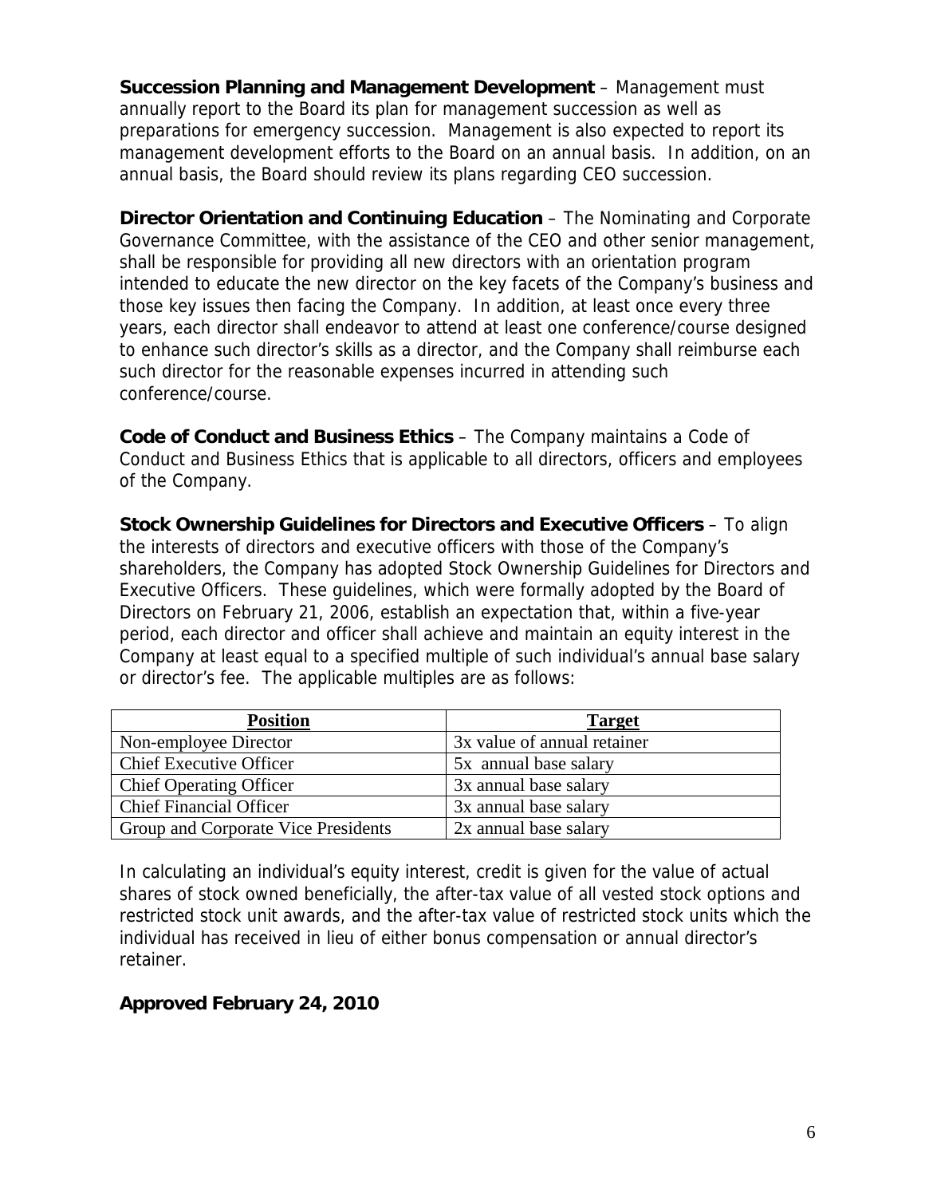**Succession Planning and Management Development** – Management must annually report to the Board its plan for management succession as well as preparations for emergency succession. Management is also expected to report its management development efforts to the Board on an annual basis. In addition, on an annual basis, the Board should review its plans regarding CEO succession.

**Director Orientation and Continuing Education** – The Nominating and Corporate Governance Committee, with the assistance of the CEO and other senior management, shall be responsible for providing all new directors with an orientation program intended to educate the new director on the key facets of the Company's business and those key issues then facing the Company. In addition, at least once every three years, each director shall endeavor to attend at least one conference/course designed to enhance such director's skills as a director, and the Company shall reimburse each such director for the reasonable expenses incurred in attending such conference/course.

**Code of Conduct and Business Ethics** – The Company maintains a Code of Conduct and Business Ethics that is applicable to all directors, officers and employees of the Company.

**Stock Ownership Guidelines for Directors and Executive Officers** – To align the interests of directors and executive officers with those of the Company's shareholders, the Company has adopted Stock Ownership Guidelines for Directors and Executive Officers. These guidelines, which were formally adopted by the Board of Directors on February 21, 2006, establish an expectation that, within a five-year period, each director and officer shall achieve and maintain an equity interest in the Company at least equal to a specified multiple of such individual's annual base salary or director's fee. The applicable multiples are as follows:

| Position | Target |
|---|---|
| Non-employee Director | 3x value of annual retainer |
| Chief Executive Officer | 5x annual base salary |
| Chief Operating Officer | 3x annual base salary |
| Chief Financial Officer | 3x annual base salary |
| Group and Corporate Vice Presidents | 2x annual base salary |

In calculating an individual's equity interest, credit is given for the value of actual shares of stock owned beneficially, the after-tax value of all vested stock options and restricted stock unit awards, and the after-tax value of restricted stock units which the individual has received in lieu of either bonus compensation or annual director's retainer.

**Approved February 24, 2010**